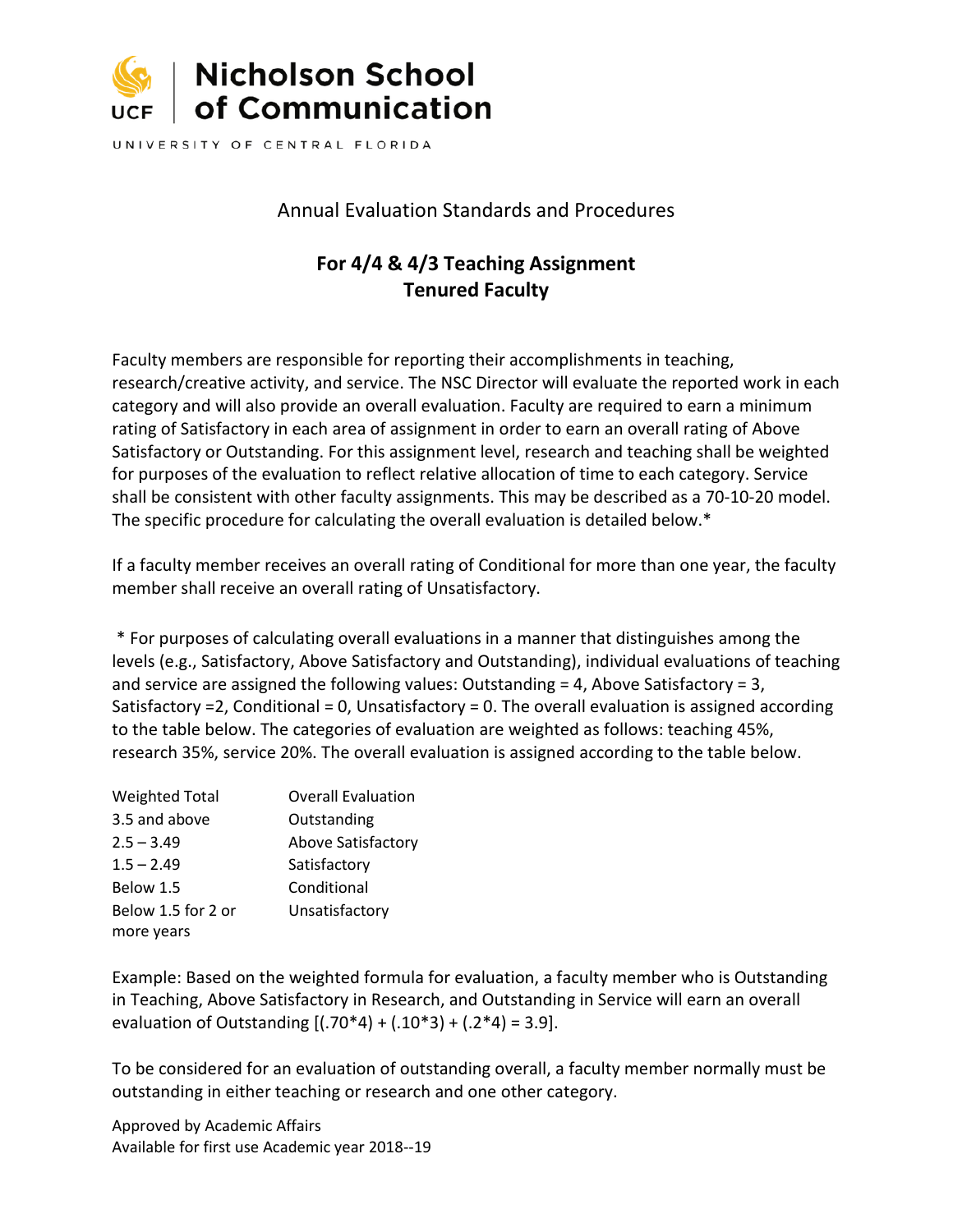# Nicholson School of Communication

UCF

UNIVERSITY OF CENTRAL FLORIDA

## Annual Evaluation Standards and Procedures

## For 4/4 & 4/3 Teaching Assignment
## Tenured Faculty

Faculty members are responsible for reporting their accomplishments in teaching, research/creative activity, and service. The NSC Director will evaluate the reported work in each category and will also provide an overall evaluation. Faculty are required to earn a minimum rating of Satisfactory in each area of assignment in order to earn an overall rating of Above Satisfactory or Outstanding. For this assignment level, research and teaching shall be weighted for purposes of the evaluation to reflect relative allocation of time to each category. Service shall be consistent with other faculty assignments. This may be described as a 70-10-20 model. The specific procedure for calculating the overall evaluation is detailed below.*

If a faculty member receives an overall rating of Conditional for more than one year, the faculty member shall receive an overall rating of Unsatisfactory.

\* For purposes of calculating overall evaluations in a manner that distinguishes among the levels (e.g., Satisfactory, Above Satisfactory and Outstanding), individual evaluations of teaching and service are assigned the following values: Outstanding = 4, Above Satisfactory = 3, Satisfactory =2, Conditional = 0, Unsatisfactory = 0. The overall evaluation is assigned according to the table below. The categories of evaluation are weighted as follows: teaching 45%, research 35%, service 20%. The overall evaluation is assigned according to the table below.

| Weighted Total | Overall Evaluation |
|---|---|
| 3.5 and above | Outstanding |
| 2.5 – 3.49 | Above Satisfactory |
| 1.5 – 2.49 | Satisfactory |
| Below 1.5 | Conditional |
| Below 1.5 for 2 or more years | Unsatisfactory |

Example: Based on the weighted formula for evaluation, a faculty member who is Outstanding in Teaching, Above Satisfactory in Research, and Outstanding in Service will earn an overall evaluation of Outstanding [(.70*4) + (.10*3) + (.2*4) = 3.9].

To be considered for an evaluation of outstanding overall, a faculty member normally must be outstanding in either teaching or research and one other category.

Approved by Academic Affairs
Available for first use Academic year 2018--19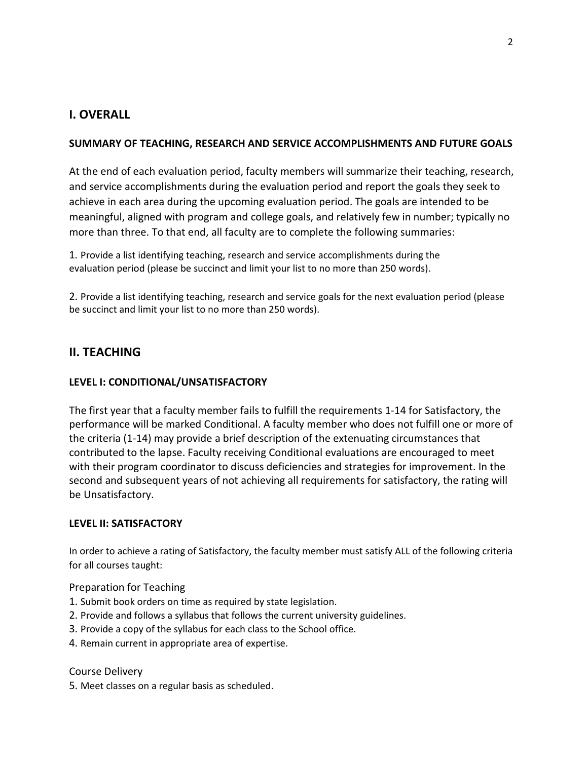## I. OVERALL

### SUMMARY OF TEACHING, RESEARCH AND SERVICE ACCOMPLISHMENTS AND FUTURE GOALS

At the end of each evaluation period, faculty members will summarize their teaching, research, and service accomplishments during the evaluation period and report the goals they seek to achieve in each area during the upcoming evaluation period. The goals are intended to be meaningful, aligned with program and college goals, and relatively few in number; typically no more than three. To that end, all faculty are to complete the following summaries:

1. Provide a list identifying teaching, research and service accomplishments during the evaluation period (please be succinct and limit your list to no more than 250 words).

2. Provide a list identifying teaching, research and service goals for the next evaluation period (please be succinct and limit your list to no more than 250 words).

## II. TEACHING

### LEVEL I: CONDITIONAL/UNSATISFACTORY

The first year that a faculty member fails to fulfill the requirements 1-14 for Satisfactory, the performance will be marked Conditional. A faculty member who does not fulfill one or more of the criteria (1-14) may provide a brief description of the extenuating circumstances that contributed to the lapse. Faculty receiving Conditional evaluations are encouraged to meet with their program coordinator to discuss deficiencies and strategies for improvement. In the second and subsequent years of not achieving all requirements for satisfactory, the rating will be Unsatisfactory.

### LEVEL II: SATISFACTORY

In order to achieve a rating of Satisfactory, the faculty member must satisfy ALL of the following criteria for all courses taught:

Preparation for Teaching

1. Submit book orders on time as required by state legislation.
2. Provide and follows a syllabus that follows the current university guidelines.
3. Provide a copy of the syllabus for each class to the School office.
4. Remain current in appropriate area of expertise.

Course Delivery

5. Meet classes on a regular basis as scheduled.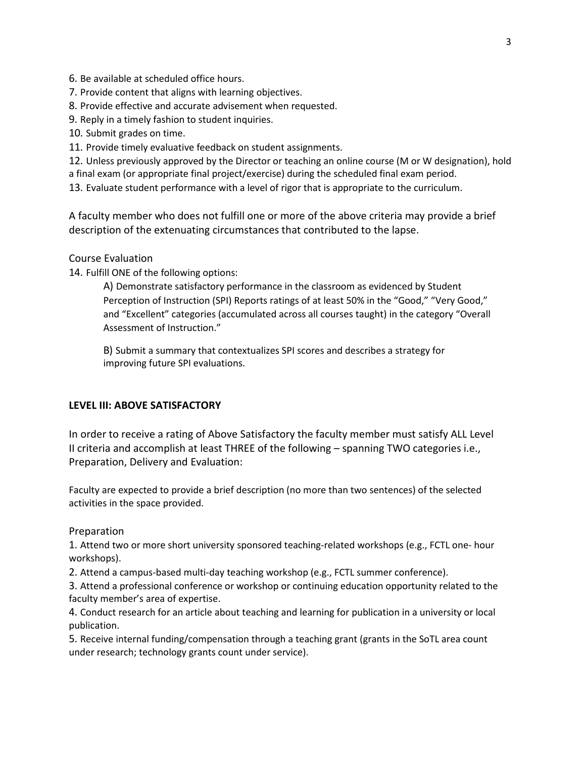6. Be available at scheduled office hours.
7. Provide content that aligns with learning objectives.
8. Provide effective and accurate advisement when requested.
9. Reply in a timely fashion to student inquiries.
10. Submit grades on time.
11. Provide timely evaluative feedback on student assignments.
12. Unless previously approved by the Director or teaching an online course (M or W designation), hold a final exam (or appropriate final project/exercise) during the scheduled final exam period.
13. Evaluate student performance with a level of rigor that is appropriate to the curriculum.

A faculty member who does not fulfill one or more of the above criteria may provide a brief description of the extenuating circumstances that contributed to the lapse.

Course Evaluation

14. Fulfill ONE of the following options:

    A) Demonstrate satisfactory performance in the classroom as evidenced by Student Perception of Instruction (SPI) Reports ratings of at least 50% in the "Good," "Very Good," and "Excellent" categories (accumulated across all courses taught) in the category "Overall Assessment of Instruction."

    B) Submit a summary that contextualizes SPI scores and describes a strategy for improving future SPI evaluations.

**LEVEL III: ABOVE SATISFACTORY**

In order to receive a rating of Above Satisfactory the faculty member must satisfy ALL Level II criteria and accomplish at least THREE of the following – spanning TWO categories i.e., Preparation, Delivery and Evaluation:

Faculty are expected to provide a brief description (no more than two sentences) of the selected activities in the space provided.

Preparation

1. Attend two or more short university sponsored teaching-related workshops (e.g., FCTL one- hour workshops).
2. Attend a campus-based multi-day teaching workshop (e.g., FCTL summer conference).
3. Attend a professional conference or workshop or continuing education opportunity related to the faculty member's area of expertise.
4. Conduct research for an article about teaching and learning for publication in a university or local publication.
5. Receive internal funding/compensation through a teaching grant (grants in the SoTL area count under research; technology grants count under service).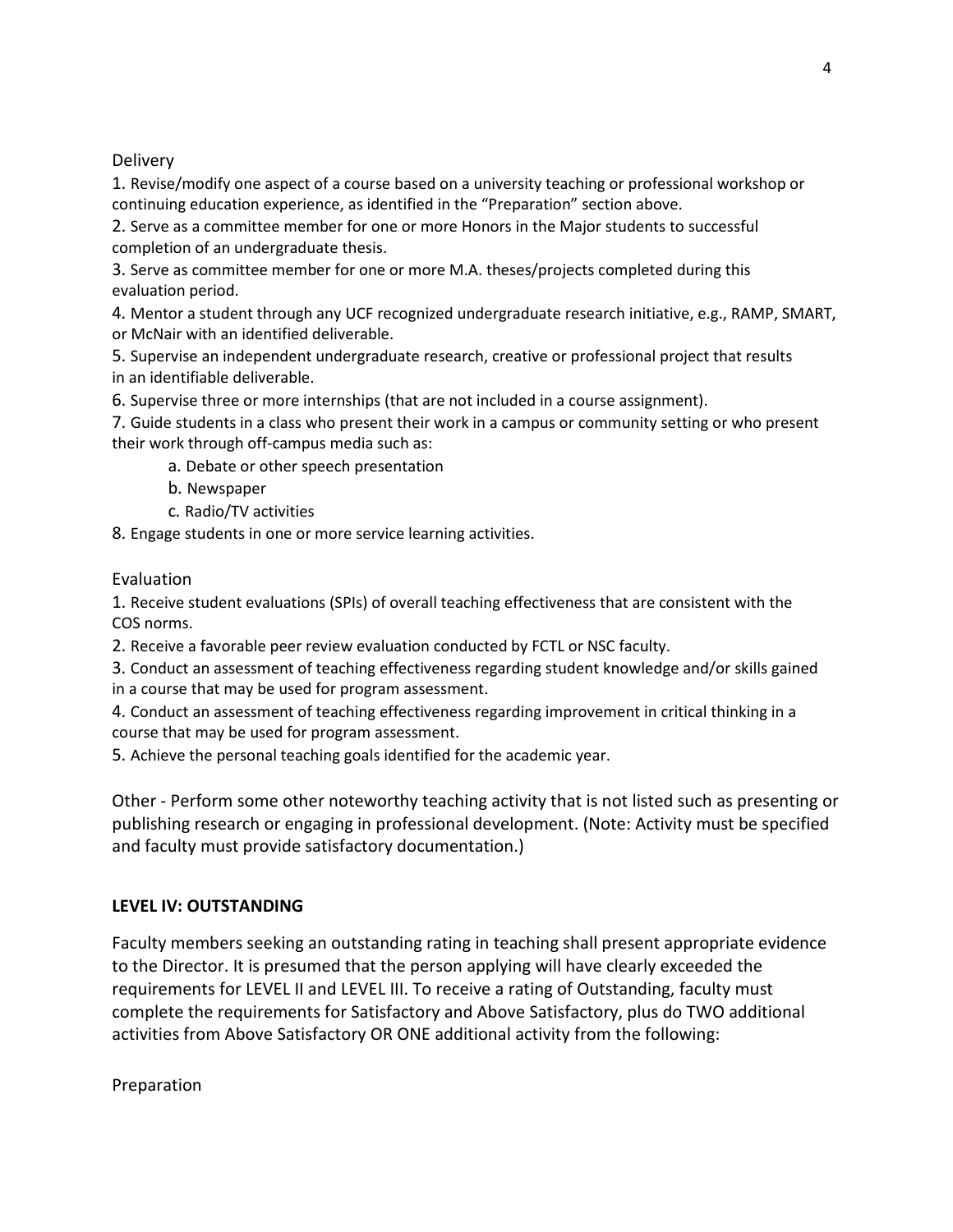Delivery

1. Revise/modify one aspect of a course based on a university teaching or professional workshop or continuing education experience, as identified in the "Preparation" section above.
2. Serve as a committee member for one or more Honors in the Major students to successful completion of an undergraduate thesis.
3. Serve as committee member for one or more M.A. theses/projects completed during this evaluation period.
4. Mentor a student through any UCF recognized undergraduate research initiative, e.g., RAMP, SMART, or McNair with an identified deliverable.
5. Supervise an independent undergraduate research, creative or professional project that results in an identifiable deliverable.
6. Supervise three or more internships (that are not included in a course assignment).
7. Guide students in a class who present their work in a campus or community setting or who present their work through off-campus media such as:
    a. Debate or other speech presentation
    b. Newspaper
    c. Radio/TV activities
8. Engage students in one or more service learning activities.

Evaluation

1. Receive student evaluations (SPIs) of overall teaching effectiveness that are consistent with the COS norms.
2. Receive a favorable peer review evaluation conducted by FCTL or NSC faculty.
3. Conduct an assessment of teaching effectiveness regarding student knowledge and/or skills gained in a course that may be used for program assessment.
4. Conduct an assessment of teaching effectiveness regarding improvement in critical thinking in a course that may be used for program assessment.
5. Achieve the personal teaching goals identified for the academic year.

Other - Perform some other noteworthy teaching activity that is not listed such as presenting or publishing research or engaging in professional development. (Note: Activity must be specified and faculty must provide satisfactory documentation.)

**LEVEL IV: OUTSTANDING**

Faculty members seeking an outstanding rating in teaching shall present appropriate evidence to the Director. It is presumed that the person applying will have clearly exceeded the requirements for LEVEL II and LEVEL III. To receive a rating of Outstanding, faculty must complete the requirements for Satisfactory and Above Satisfactory, plus do TWO additional activities from Above Satisfactory OR ONE additional activity from the following:

Preparation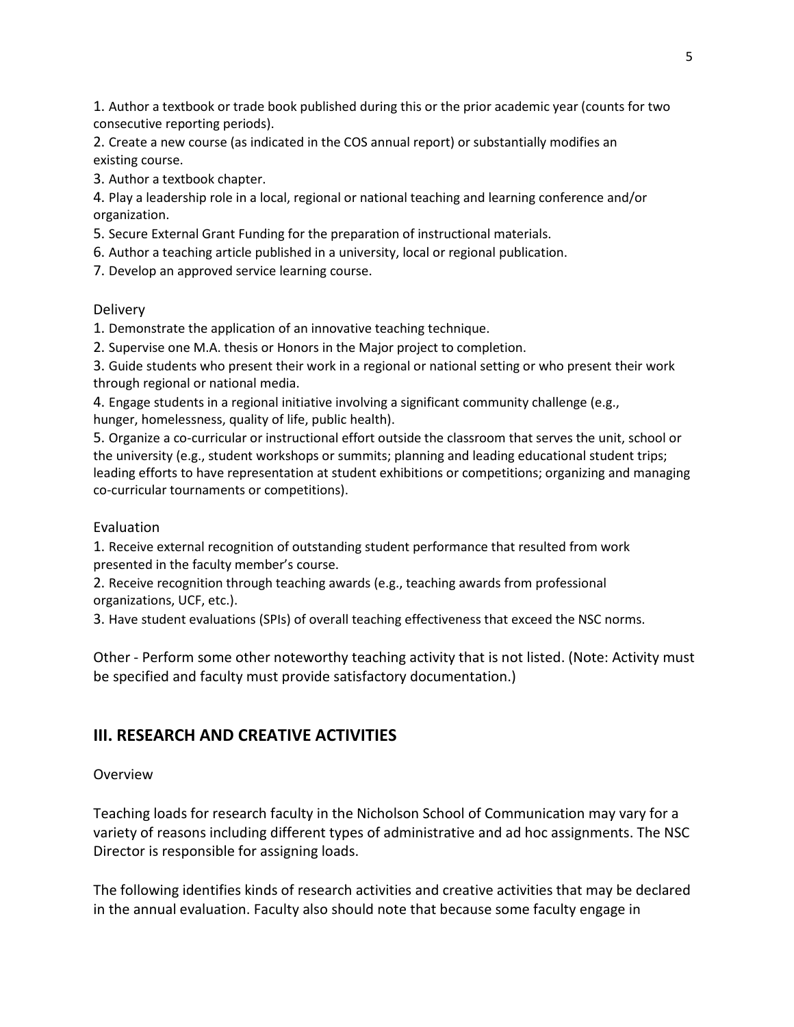1. Author a textbook or trade book published during this or the prior academic year (counts for two consecutive reporting periods).
2. Create a new course (as indicated in the COS annual report) or substantially modifies an existing course.
3. Author a textbook chapter.
4. Play a leadership role in a local, regional or national teaching and learning conference and/or organization.
5. Secure External Grant Funding for the preparation of instructional materials.
6. Author a teaching article published in a university, local or regional publication.
7. Develop an approved service learning course.

Delivery

1. Demonstrate the application of an innovative teaching technique.
2. Supervise one M.A. thesis or Honors in the Major project to completion.
3. Guide students who present their work in a regional or national setting or who present their work through regional or national media.
4. Engage students in a regional initiative involving a significant community challenge (e.g., hunger, homelessness, quality of life, public health).
5. Organize a co-curricular or instructional effort outside the classroom that serves the unit, school or the university (e.g., student workshops or summits; planning and leading educational student trips; leading efforts to have representation at student exhibitions or competitions; organizing and managing co-curricular tournaments or competitions).

Evaluation

1. Receive external recognition of outstanding student performance that resulted from work presented in the faculty member's course.
2. Receive recognition through teaching awards (e.g., teaching awards from professional organizations, UCF, etc.).
3. Have student evaluations (SPIs) of overall teaching effectiveness that exceed the NSC norms.

Other - Perform some other noteworthy teaching activity that is not listed. (Note: Activity must be specified and faculty must provide satisfactory documentation.)

## III. RESEARCH AND CREATIVE ACTIVITIES

Overview

Teaching loads for research faculty in the Nicholson School of Communication may vary for a variety of reasons including different types of administrative and ad hoc assignments. The NSC Director is responsible for assigning loads.

The following identifies kinds of research activities and creative activities that may be declared in the annual evaluation. Faculty also should note that because some faculty engage in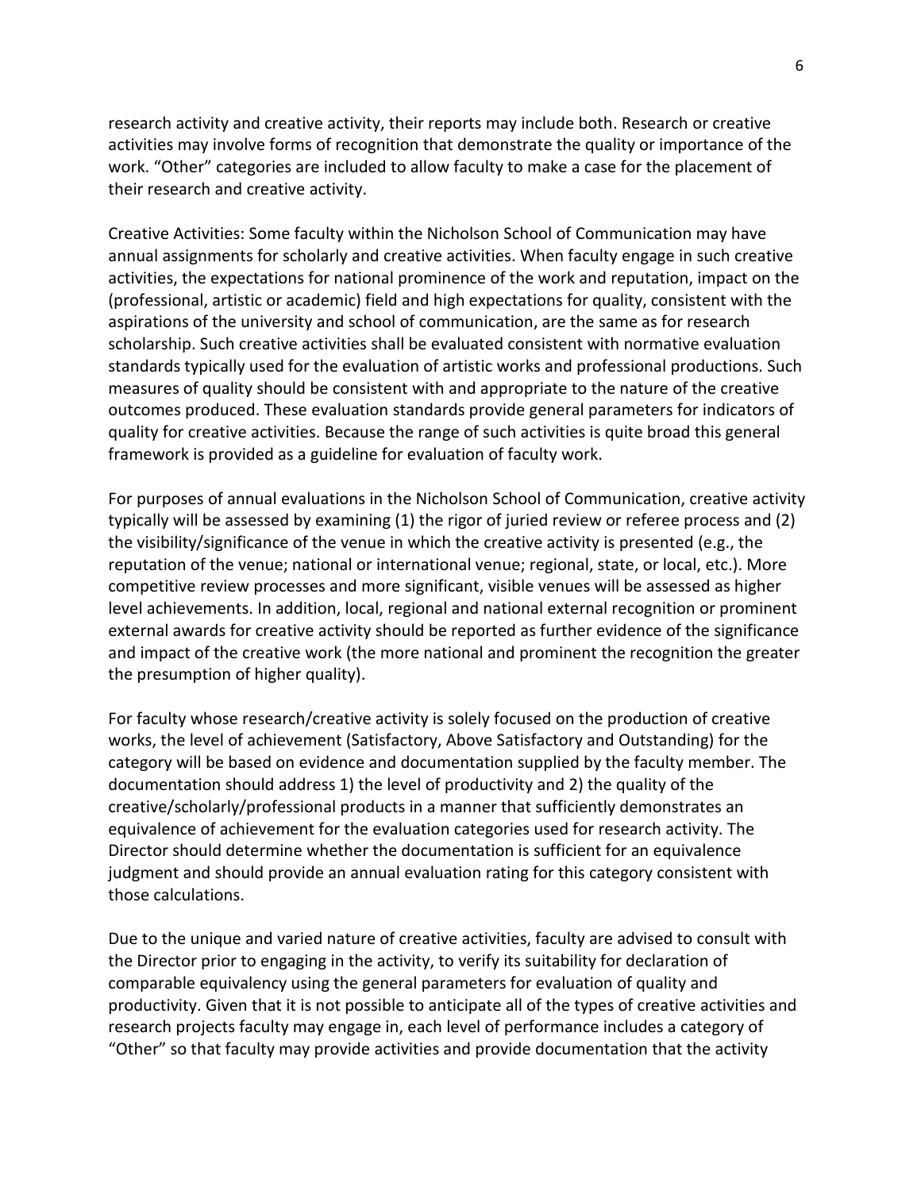research activity and creative activity, their reports may include both. Research or creative activities may involve forms of recognition that demonstrate the quality or importance of the work. "Other" categories are included to allow faculty to make a case for the placement of their research and creative activity.

Creative Activities: Some faculty within the Nicholson School of Communication may have annual assignments for scholarly and creative activities. When faculty engage in such creative activities, the expectations for national prominence of the work and reputation, impact on the (professional, artistic or academic) field and high expectations for quality, consistent with the aspirations of the university and school of communication, are the same as for research scholarship. Such creative activities shall be evaluated consistent with normative evaluation standards typically used for the evaluation of artistic works and professional productions. Such measures of quality should be consistent with and appropriate to the nature of the creative outcomes produced. These evaluation standards provide general parameters for indicators of quality for creative activities. Because the range of such activities is quite broad this general framework is provided as a guideline for evaluation of faculty work.

For purposes of annual evaluations in the Nicholson School of Communication, creative activity typically will be assessed by examining (1) the rigor of juried review or referee process and (2) the visibility/significance of the venue in which the creative activity is presented (e.g., the reputation of the venue; national or international venue; regional, state, or local, etc.). More competitive review processes and more significant, visible venues will be assessed as higher level achievements. In addition, local, regional and national external recognition or prominent external awards for creative activity should be reported as further evidence of the significance and impact of the creative work (the more national and prominent the recognition the greater the presumption of higher quality).

For faculty whose research/creative activity is solely focused on the production of creative works, the level of achievement (Satisfactory, Above Satisfactory and Outstanding) for the category will be based on evidence and documentation supplied by the faculty member. The documentation should address 1) the level of productivity and 2) the quality of the creative/scholarly/professional products in a manner that sufficiently demonstrates an equivalence of achievement for the evaluation categories used for research activity. The Director should determine whether the documentation is sufficient for an equivalence judgment and should provide an annual evaluation rating for this category consistent with those calculations.

Due to the unique and varied nature of creative activities, faculty are advised to consult with the Director prior to engaging in the activity, to verify its suitability for declaration of comparable equivalency using the general parameters for evaluation of quality and productivity. Given that it is not possible to anticipate all of the types of creative activities and research projects faculty may engage in, each level of performance includes a category of "Other" so that faculty may provide activities and provide documentation that the activity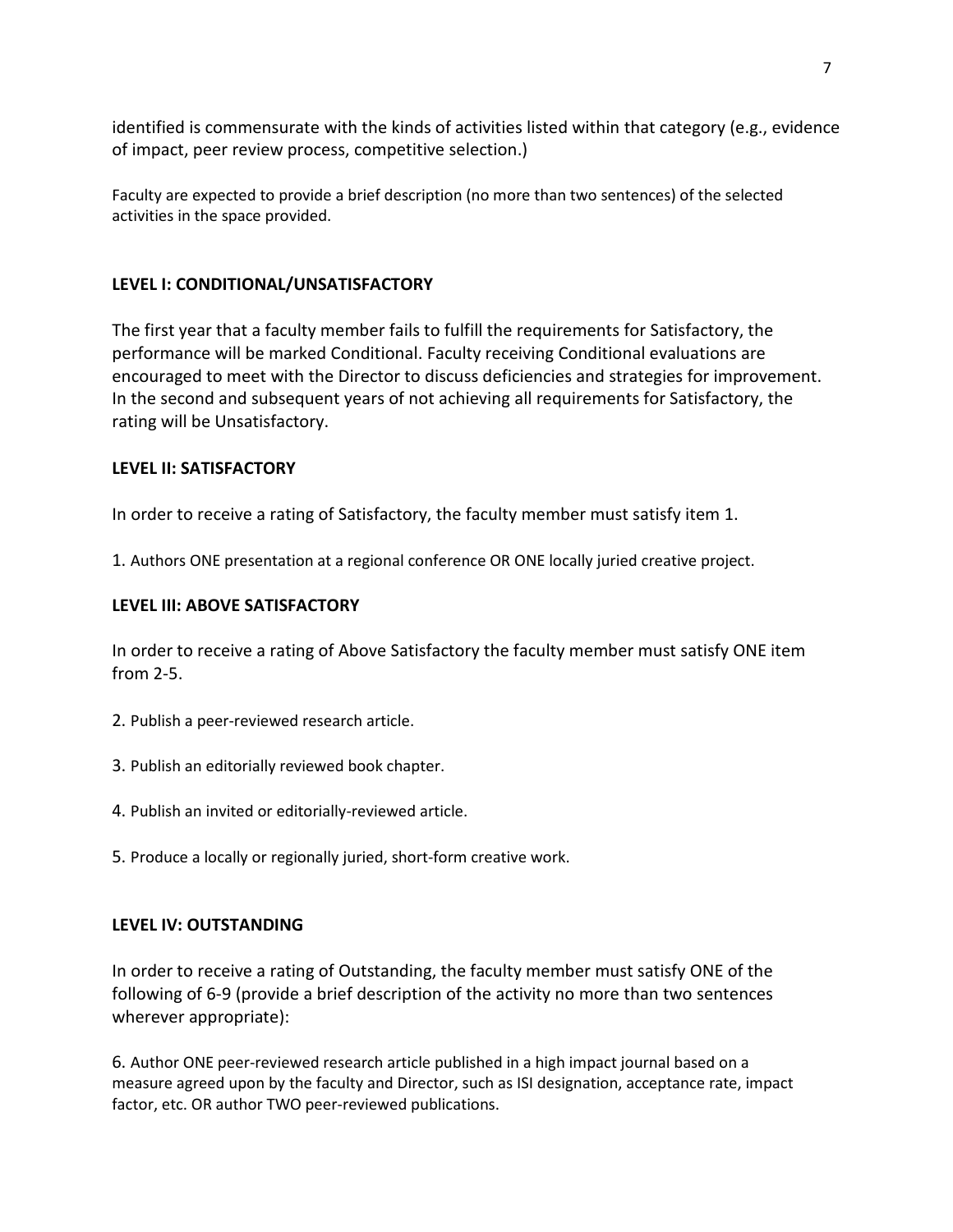identified is commensurate with the kinds of activities listed within that category (e.g., evidence of impact, peer review process, competitive selection.)

Faculty are expected to provide a brief description (no more than two sentences) of the selected activities in the space provided.

**LEVEL I: CONDITIONAL/UNSATISFACTORY**

The first year that a faculty member fails to fulfill the requirements for Satisfactory, the performance will be marked Conditional. Faculty receiving Conditional evaluations are encouraged to meet with the Director to discuss deficiencies and strategies for improvement. In the second and subsequent years of not achieving all requirements for Satisfactory, the rating will be Unsatisfactory.

**LEVEL II: SATISFACTORY**

In order to receive a rating of Satisfactory, the faculty member must satisfy item 1.

1. Authors ONE presentation at a regional conference OR ONE locally juried creative project.

**LEVEL III: ABOVE SATISFACTORY**

In order to receive a rating of Above Satisfactory the faculty member must satisfy ONE item from 2-5.

2. Publish a peer-reviewed research article.

3. Publish an editorially reviewed book chapter.

4. Publish an invited or editorially-reviewed article.

5. Produce a locally or regionally juried, short-form creative work.

**LEVEL IV: OUTSTANDING**

In order to receive a rating of Outstanding, the faculty member must satisfy ONE of the following of 6-9 (provide a brief description of the activity no more than two sentences wherever appropriate):

6. Author ONE peer-reviewed research article published in a high impact journal based on a measure agreed upon by the faculty and Director, such as ISI designation, acceptance rate, impact factor, etc. OR author TWO peer-reviewed publications.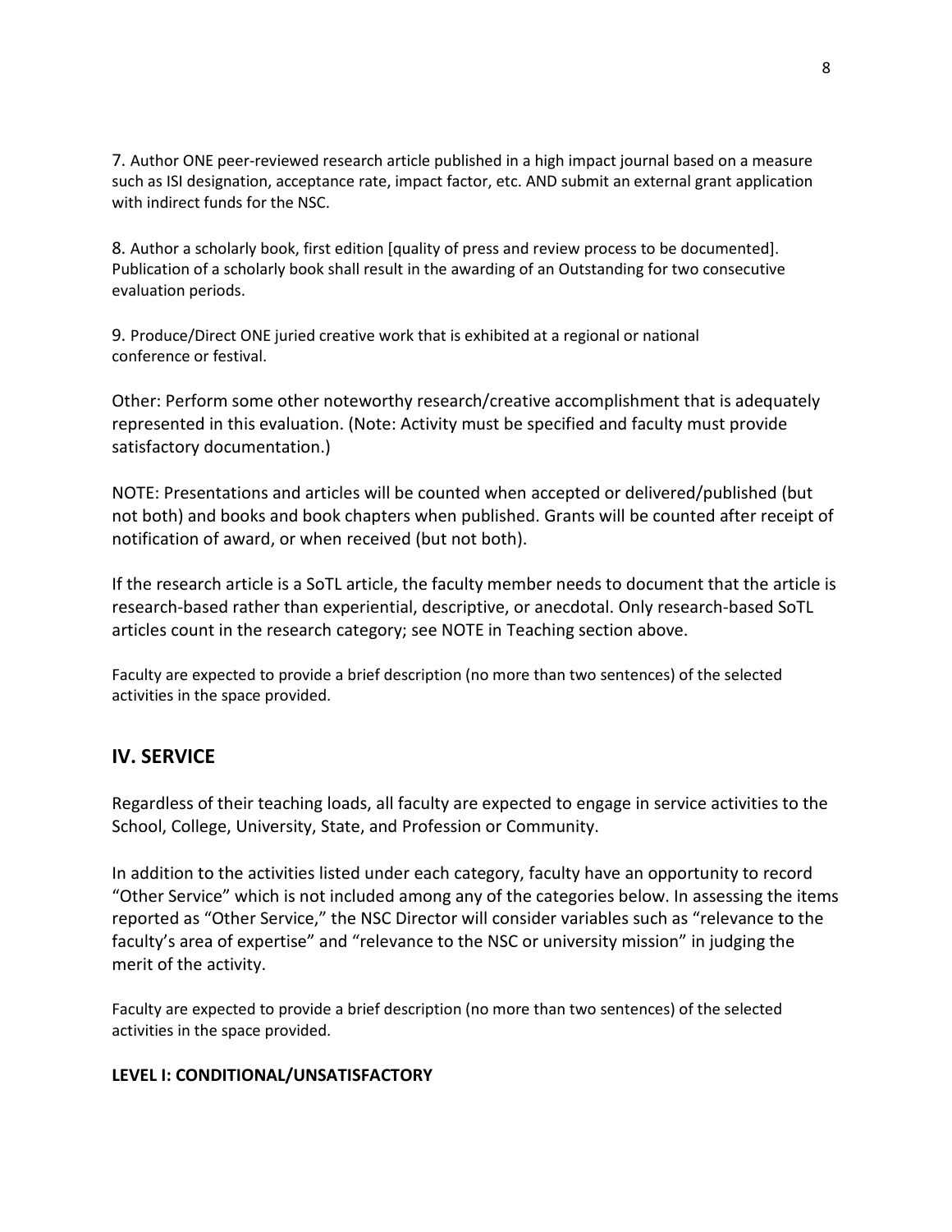7. Author ONE peer-reviewed research article published in a high impact journal based on a measure such as ISI designation, acceptance rate, impact factor, etc. AND submit an external grant application with indirect funds for the NSC.

8. Author a scholarly book, first edition [quality of press and review process to be documented]. Publication of a scholarly book shall result in the awarding of an Outstanding for two consecutive evaluation periods.

9. Produce/Direct ONE juried creative work that is exhibited at a regional or national conference or festival.

Other: Perform some other noteworthy research/creative accomplishment that is adequately represented in this evaluation. (Note: Activity must be specified and faculty must provide satisfactory documentation.)

NOTE: Presentations and articles will be counted when accepted or delivered/published (but not both) and books and book chapters when published. Grants will be counted after receipt of notification of award, or when received (but not both).

If the research article is a SoTL article, the faculty member needs to document that the article is research-based rather than experiential, descriptive, or anecdotal. Only research-based SoTL articles count in the research category; see NOTE in Teaching section above.

Faculty are expected to provide a brief description (no more than two sentences) of the selected activities in the space provided.

## IV. SERVICE

Regardless of their teaching loads, all faculty are expected to engage in service activities to the School, College, University, State, and Profession or Community.

In addition to the activities listed under each category, faculty have an opportunity to record "Other Service" which is not included among any of the categories below. In assessing the items reported as "Other Service," the NSC Director will consider variables such as "relevance to the faculty's area of expertise" and "relevance to the NSC or university mission" in judging the merit of the activity.

Faculty are expected to provide a brief description (no more than two sentences) of the selected activities in the space provided.

**LEVEL I: CONDITIONAL/UNSATISFACTORY**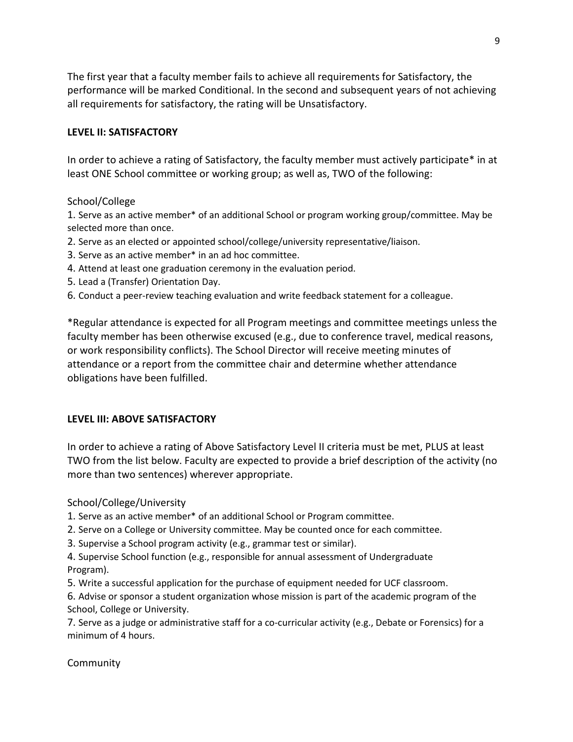The first year that a faculty member fails to achieve all requirements for Satisfactory, the performance will be marked Conditional. In the second and subsequent years of not achieving all requirements for satisfactory, the rating will be Unsatisfactory.

**LEVEL II: SATISFACTORY**

In order to achieve a rating of Satisfactory, the faculty member must actively participate* in at least ONE School committee or working group; as well as, TWO of the following:

School/College

1. Serve as an active member* of an additional School or program working group/committee. May be selected more than once.
2. Serve as an elected or appointed school/college/university representative/liaison.
3. Serve as an active member* in an ad hoc committee.
4. Attend at least one graduation ceremony in the evaluation period.
5. Lead a (Transfer) Orientation Day.
6. Conduct a peer-review teaching evaluation and write feedback statement for a colleague.

*Regular attendance is expected for all Program meetings and committee meetings unless the faculty member has been otherwise excused (e.g., due to conference travel, medical reasons, or work responsibility conflicts). The School Director will receive meeting minutes of attendance or a report from the committee chair and determine whether attendance obligations have been fulfilled.

**LEVEL III: ABOVE SATISFACTORY**

In order to achieve a rating of Above Satisfactory Level II criteria must be met, PLUS at least TWO from the list below. Faculty are expected to provide a brief description of the activity (no more than two sentences) wherever appropriate.

School/College/University

1. Serve as an active member* of an additional School or Program committee.
2. Serve on a College or University committee. May be counted once for each committee.
3. Supervise a School program activity (e.g., grammar test or similar).
4. Supervise School function (e.g., responsible for annual assessment of Undergraduate Program).
5. Write a successful application for the purchase of equipment needed for UCF classroom.
6. Advise or sponsor a student organization whose mission is part of the academic program of the School, College or University.
7. Serve as a judge or administrative staff for a co-curricular activity (e.g., Debate or Forensics) for a minimum of 4 hours.

Community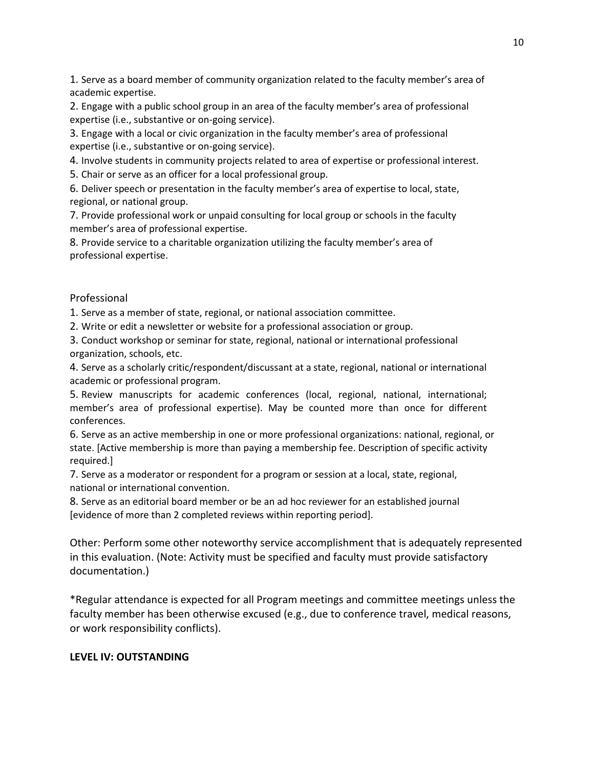1. Serve as a board member of community organization related to the faculty member's area of academic expertise.
2. Engage with a public school group in an area of the faculty member's area of professional expertise (i.e., substantive or on-going service).
3. Engage with a local or civic organization in the faculty member's area of professional expertise (i.e., substantive or on-going service).
4. Involve students in community projects related to area of expertise or professional interest.
5. Chair or serve as an officer for a local professional group.
6. Deliver speech or presentation in the faculty member's area of expertise to local, state, regional, or national group.
7. Provide professional work or unpaid consulting for local group or schools in the faculty member's area of professional expertise.
8. Provide service to a charitable organization utilizing the faculty member's area of professional expertise.

Professional

1. Serve as a member of state, regional, or national association committee.
2. Write or edit a newsletter or website for a professional association or group.
3. Conduct workshop or seminar for state, regional, national or international professional organization, schools, etc.
4. Serve as a scholarly critic/respondent/discussant at a state, regional, national or international academic or professional program.
5. Review manuscripts for academic conferences (local, regional, national, international; member's area of professional expertise). May be counted more than once for different conferences.
6. Serve as an active membership in one or more professional organizations: national, regional, or state. [Active membership is more than paying a membership fee. Description of specific activity required.]
7. Serve as a moderator or respondent for a program or session at a local, state, regional, national or international convention.
8. Serve as an editorial board member or be an ad hoc reviewer for an established journal [evidence of more than 2 completed reviews within reporting period].

Other: Perform some other noteworthy service accomplishment that is adequately represented in this evaluation. (Note: Activity must be specified and faculty must provide satisfactory documentation.)

*Regular attendance is expected for all Program meetings and committee meetings unless the faculty member has been otherwise excused (e.g., due to conference travel, medical reasons, or work responsibility conflicts).

**LEVEL IV: OUTSTANDING**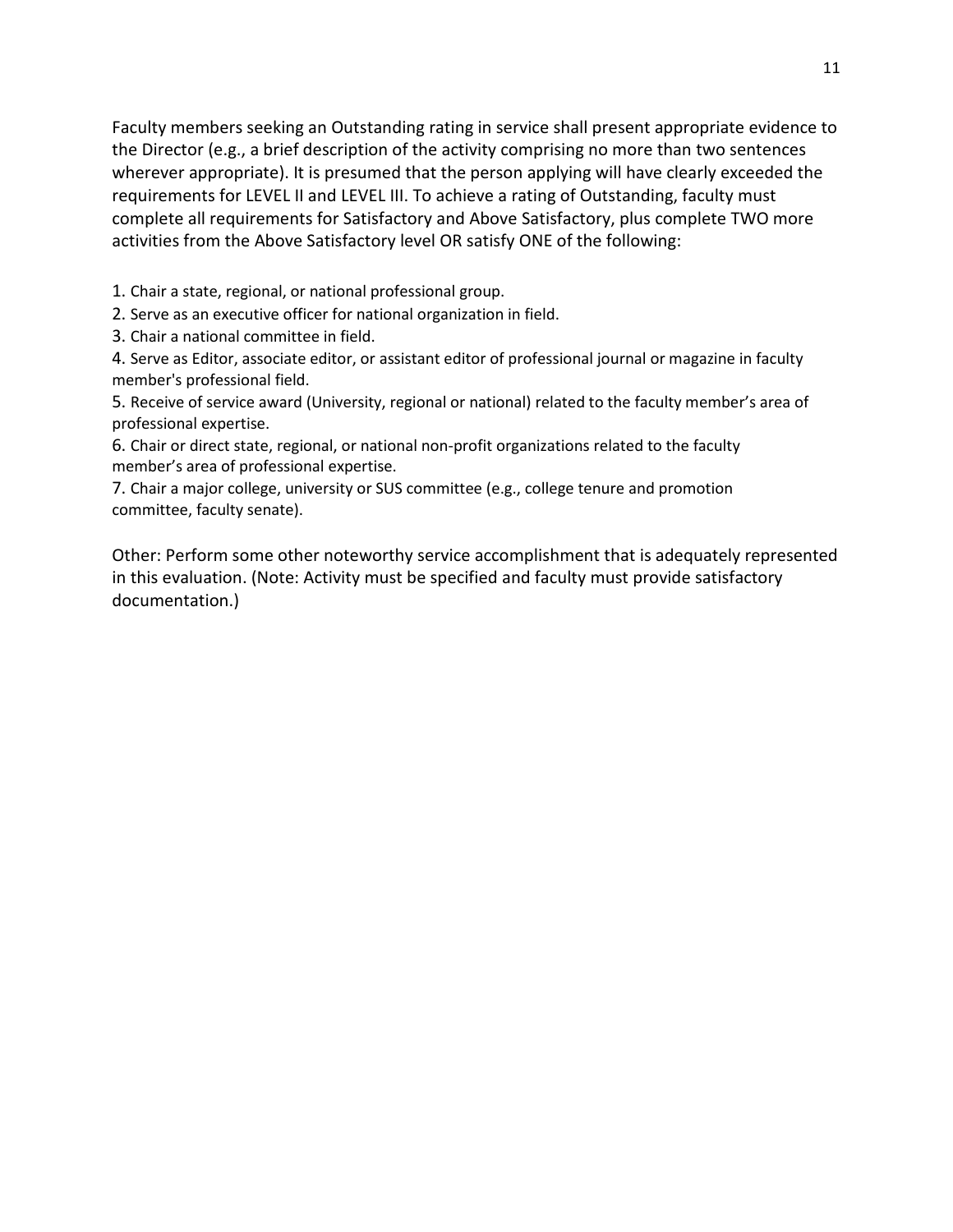Faculty members seeking an Outstanding rating in service shall present appropriate evidence to the Director (e.g., a brief description of the activity comprising no more than two sentences wherever appropriate). It is presumed that the person applying will have clearly exceeded the requirements for LEVEL II and LEVEL III. To achieve a rating of Outstanding, faculty must complete all requirements for Satisfactory and Above Satisfactory, plus complete TWO more activities from the Above Satisfactory level OR satisfy ONE of the following:

1. Chair a state, regional, or national professional group.
2. Serve as an executive officer for national organization in field.
3. Chair a national committee in field.
4. Serve as Editor, associate editor, or assistant editor of professional journal or magazine in faculty member's professional field.
5. Receive of service award (University, regional or national) related to the faculty member's area of professional expertise.
6. Chair or direct state, regional, or national non-profit organizations related to the faculty member's area of professional expertise.
7. Chair a major college, university or SUS committee (e.g., college tenure and promotion committee, faculty senate).

Other: Perform some other noteworthy service accomplishment that is adequately represented in this evaluation. (Note: Activity must be specified and faculty must provide satisfactory documentation.)